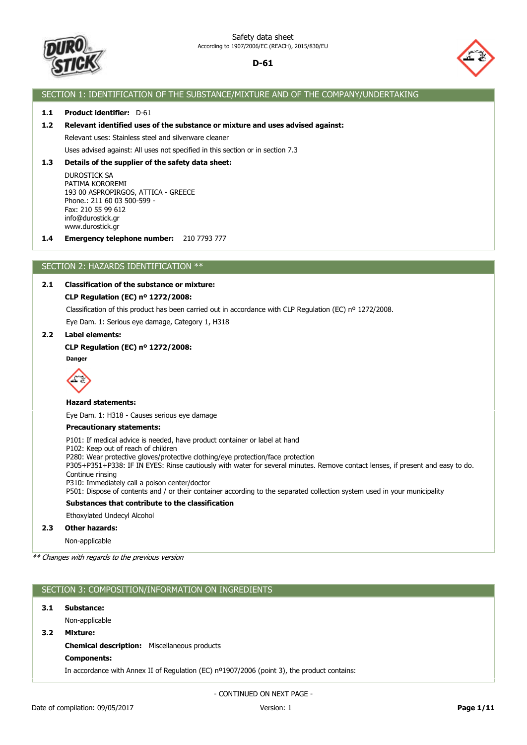Safety data sheet
According to 1907/2006/EC (REACH), 2015/830/EU

# D-61

## SECTION 1: IDENTIFICATION OF THE SUBSTANCE/MIXTURE AND OF THE COMPANY/UNDERTAKING

**1.1 Product identifier:** D-61

**1.2 Relevant identified uses of the substance or mixture and uses advised against:**

Relevant uses: Stainless steel and silverware cleaner

Uses advised against: All uses not specified in this section or in section 7.3

**1.3 Details of the supplier of the safety data sheet:**

DUROSTICK SA
PATIMA KOROREMI
193 00 ASPROPIRGOS, ATTICA - GREECE
Phone.: 211 60 03 500-599 -
Fax: 210 55 99 612
info@durostick.gr
www.durostick.gr

**1.4 Emergency telephone number:** 210 7793 777

## SECTION 2: HAZARDS IDENTIFICATION **

**2.1 Classification of the substance or mixture:**

**CLP Regulation (EC) nº 1272/2008:**

Classification of this product has been carried out in accordance with CLP Regulation (EC) nº 1272/2008.

Eye Dam. 1: Serious eye damage, Category 1, H318

**2.2 Label elements:**

**CLP Regulation (EC) nº 1272/2008:**

**Danger**

**Hazard statements:**

Eye Dam. 1: H318 - Causes serious eye damage

**Precautionary statements:**

P101: If medical advice is needed, have product container or label at hand
P102: Keep out of reach of children
P280: Wear protective gloves/protective clothing/eye protection/face protection
P305+P351+P338: IF IN EYES: Rinse cautiously with water for several minutes. Remove contact lenses, if present and easy to do. Continue rinsing
P310: Immediately call a poison center/doctor
P501: Dispose of contents and / or their container according to the separated collection system used in your municipality

**Substances that contribute to the classification**

Ethoxylated Undecyl Alcohol

**2.3 Other hazards:**

Non-applicable

*** Changes with regards to the previous version*

## SECTION 3: COMPOSITION/INFORMATION ON INGREDIENTS

**3.1 Substance:**

Non-applicable

**3.2 Mixture:**

**Chemical description:** Miscellaneous products

**Components:**

In accordance with Annex II of Regulation (EC) nº1907/2006 (point 3), the product contains:

- CONTINUED ON NEXT PAGE -

Date of compilation: 09/05/2017 Version: 1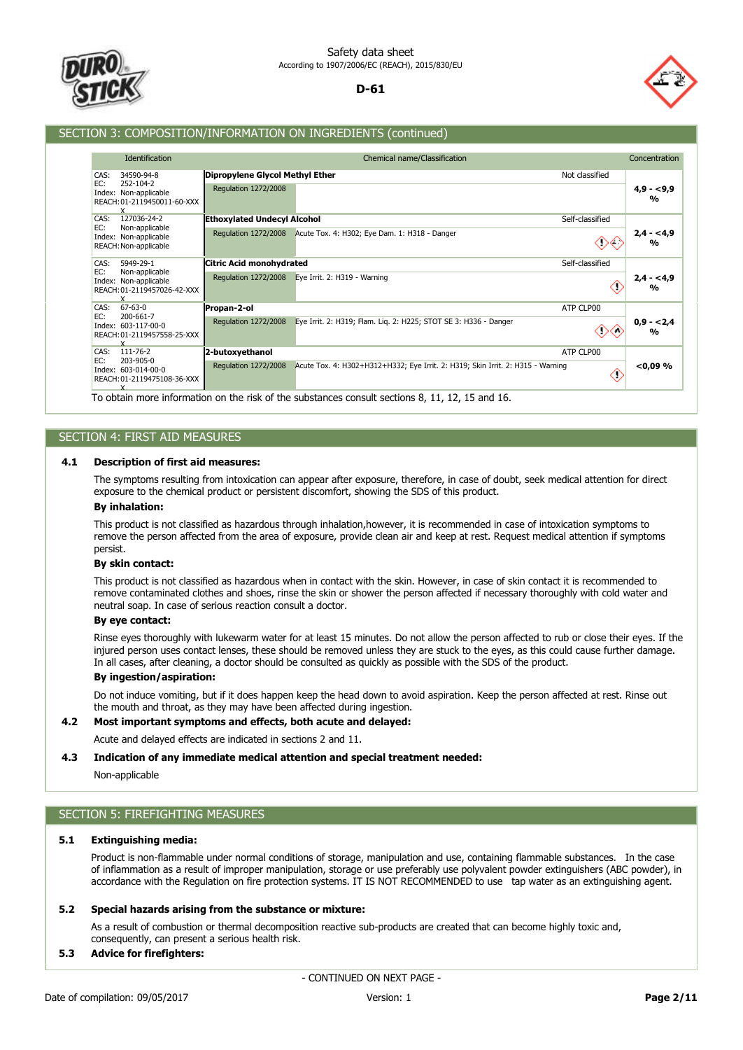## SECTION 3: COMPOSITION/INFORMATION ON INGREDIENTS (continued)

| Identification | Chemical name/Classification | | Concentration |
|---|---|---|---|
| CAS: 34590-94-8<br>EC: 252-104-2<br>Index: Non-applicable<br>REACH: 01-2119450011-60-XXXX | **Dipropylene Glycol Methyl Ether**<br>Regulation 1272/2008 | Not classified | **4,9 - <9,9 %** |
| CAS: 127036-24-2<br>EC: Non-applicable<br>Index: Non-applicable<br>REACH: Non-applicable | **Ethoxylated Undecyl Alcohol**<br>Regulation 1272/2008 — Acute Tox. 4: H302; Eye Dam. 1: H318 - Danger | Self-classified | **2,4 - <4,9 %** |
| CAS: 5949-29-1<br>EC: Non-applicable<br>Index: Non-applicable<br>REACH: 01-2119457026-42-XXXX | **Citric Acid monohydrated**<br>Regulation 1272/2008 — Eye Irrit. 2: H319 - Warning | Self-classified | **2,4 - <4,9 %** |
| CAS: 67-63-0<br>EC: 200-661-7<br>Index: 603-117-00-0<br>REACH: 01-2119457558-25-XXXX | **Propan-2-ol**<br>Regulation 1272/2008 — Eye Irrit. 2: H319; Flam. Liq. 2: H225; STOT SE 3: H336 - Danger | ATP CLP00 | **0,9 - <2,4 %** |
| CAS: 111-76-2<br>EC: 203-905-0<br>Index: 603-014-00-0<br>REACH: 01-2119475108-36-XXXX | **2-butoxyethanol**<br>Regulation 1272/2008 — Acute Tox. 4: H302+H312+H332; Eye Irrit. 2: H319; Skin Irrit. 2: H315 - Warning | ATP CLP00 | **<0,09 %** |

To obtain more information on the risk of the substances consult sections 8, 11, 12, 15 and 16.

## SECTION 4: FIRST AID MEASURES

### 4.1 Description of first aid measures:

The symptoms resulting from intoxication can appear after exposure, therefore, in case of doubt, seek medical attention for direct exposure to the chemical product or persistent discomfort, showing the SDS of this product.

**By inhalation:**

This product is not classified as hazardous through inhalation,however, it is recommended in case of intoxication symptoms to remove the person affected from the area of exposure, provide clean air and keep at rest. Request medical attention if symptoms persist.

**By skin contact:**

This product is not classified as hazardous when in contact with the skin. However, in case of skin contact it is recommended to remove contaminated clothes and shoes, rinse the skin or shower the person affected if necessary thoroughly with cold water and neutral soap. In case of serious reaction consult a doctor.

**By eye contact:**

Rinse eyes thoroughly with lukewarm water for at least 15 minutes. Do not allow the person affected to rub or close their eyes. If the injured person uses contact lenses, these should be removed unless they are stuck to the eyes, as this could cause further damage. In all cases, after cleaning, a doctor should be consulted as quickly as possible with the SDS of the product.

**By ingestion/aspiration:**

Do not induce vomiting, but if it does happen keep the head down to avoid aspiration. Keep the person affected at rest. Rinse out the mouth and throat, as they may have been affected during ingestion.

### 4.2 Most important symptoms and effects, both acute and delayed:

Acute and delayed effects are indicated in sections 2 and 11.

### 4.3 Indication of any immediate medical attention and special treatment needed:

Non-applicable

## SECTION 5: FIREFIGHTING MEASURES

### 5.1 Extinguishing media:

Product is non-flammable under normal conditions of storage, manipulation and use, containing flammable substances. In the case of inflammation as a result of improper manipulation, storage or use preferably use polyvalent powder extinguishers (ABC powder), in accordance with the Regulation on fire protection systems. IT IS NOT RECOMMENDED to use tap water as an extinguishing agent.

### 5.2 Special hazards arising from the substance or mixture:

As a result of combustion or thermal decomposition reactive sub-products are created that can become highly toxic and, consequently, can present a serious health risk.

### 5.3 Advice for firefighters:

- CONTINUED ON NEXT PAGE -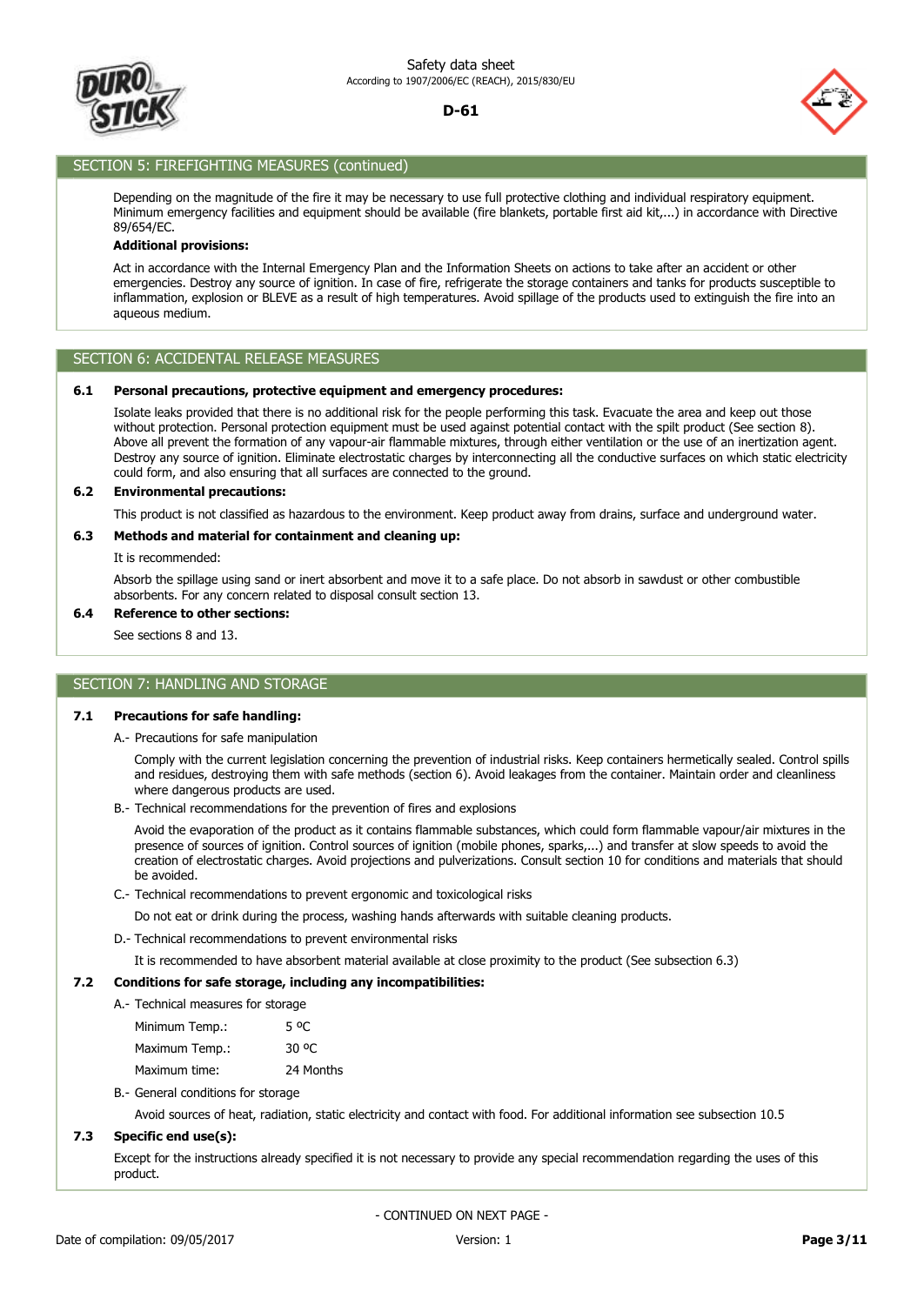## SECTION 5: FIREFIGHTING MEASURES (continued)

Depending on the magnitude of the fire it may be necessary to use full protective clothing and individual respiratory equipment. Minimum emergency facilities and equipment should be available (fire blankets, portable first aid kit,...) in accordance with Directive 89/654/EC.

**Additional provisions:**

Act in accordance with the Internal Emergency Plan and the Information Sheets on actions to take after an accident or other emergencies. Destroy any source of ignition. In case of fire, refrigerate the storage containers and tanks for products susceptible to inflammation, explosion or BLEVE as a result of high temperatures. Avoid spillage of the products used to extinguish the fire into an aqueous medium.

## SECTION 6: ACCIDENTAL RELEASE MEASURES

**6.1 Personal precautions, protective equipment and emergency procedures:**

Isolate leaks provided that there is no additional risk for the people performing this task. Evacuate the area and keep out those without protection. Personal protection equipment must be used against potential contact with the spilt product (See section 8). Above all prevent the formation of any vapour-air flammable mixtures, through either ventilation or the use of an inertization agent. Destroy any source of ignition. Eliminate electrostatic charges by interconnecting all the conductive surfaces on which static electricity could form, and also ensuring that all surfaces are connected to the ground.

**6.2 Environmental precautions:**

This product is not classified as hazardous to the environment. Keep product away from drains, surface and underground water.

**6.3 Methods and material for containment and cleaning up:**

It is recommended:

Absorb the spillage using sand or inert absorbent and move it to a safe place. Do not absorb in sawdust or other combustible absorbents. For any concern related to disposal consult section 13.

**6.4 Reference to other sections:**

See sections 8 and 13.

## SECTION 7: HANDLING AND STORAGE

**7.1 Precautions for safe handling:**

A.- Precautions for safe manipulation

Comply with the current legislation concerning the prevention of industrial risks. Keep containers hermetically sealed. Control spills and residues, destroying them with safe methods (section 6). Avoid leakages from the container. Maintain order and cleanliness where dangerous products are used.

B.- Technical recommendations for the prevention of fires and explosions

Avoid the evaporation of the product as it contains flammable substances, which could form flammable vapour/air mixtures in the presence of sources of ignition. Control sources of ignition (mobile phones, sparks,...) and transfer at slow speeds to avoid the creation of electrostatic charges. Avoid projections and pulverizations. Consult section 10 for conditions and materials that should be avoided.

C.- Technical recommendations to prevent ergonomic and toxicological risks

Do not eat or drink during the process, washing hands afterwards with suitable cleaning products.

D.- Technical recommendations to prevent environmental risks

It is recommended to have absorbent material available at close proximity to the product (See subsection 6.3)

**7.2 Conditions for safe storage, including any incompatibilities:**

A.- Technical measures for storage

| | |
|---|---|
| Minimum Temp.: | 5 ºC |
| Maximum Temp.: | 30 ºC |
| Maximum time: | 24 Months |

B.- General conditions for storage

Avoid sources of heat, radiation, static electricity and contact with food. For additional information see subsection 10.5

**7.3 Specific end use(s):**

Except for the instructions already specified it is not necessary to provide any special recommendation regarding the uses of this product.

- CONTINUED ON NEXT PAGE -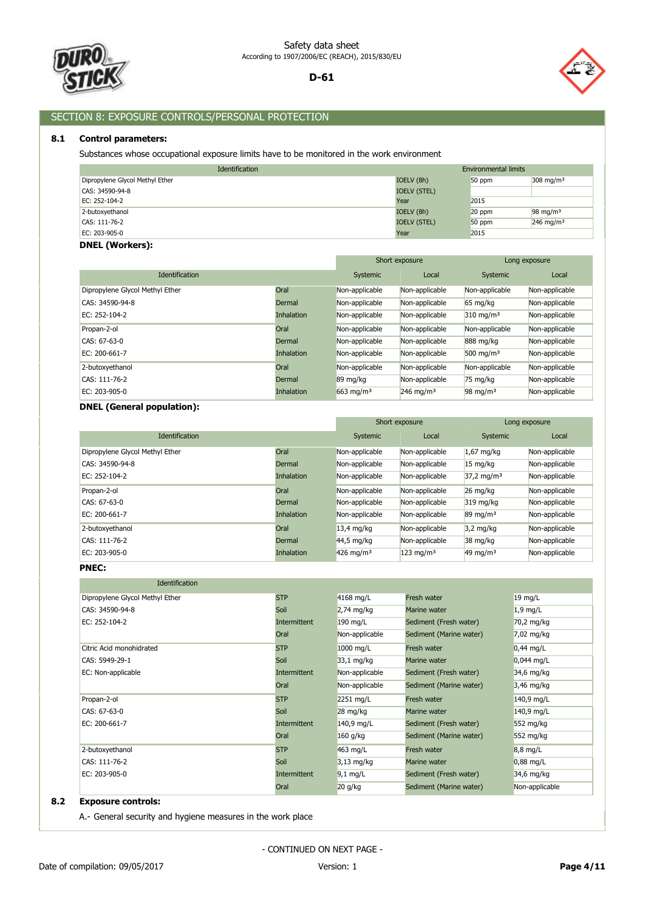## SECTION 8: EXPOSURE CONTROLS/PERSONAL PROTECTION

### 8.1 Control parameters:

Substances whose occupational exposure limits have to be monitored in the work environment

| Identification | Environmental limits | | |
|---|---|---|---|
| Dipropylene Glycol Methyl Ether | IOELV (8h) | 50 ppm | 308 mg/m³ |
| CAS: 34590-94-8 | IOELV (STEL) | | |
| EC: 252-104-2 | Year | 2015 | |
| 2-butoxyethanol | IOELV (8h) | 20 ppm | 98 mg/m³ |
| CAS: 111-76-2 | IOELV (STEL) | 50 ppm | 246 mg/m³ |
| EC: 203-905-0 | Year | 2015 | |

**DNEL (Workers):**

| Identification | | Short exposure | | Long exposure | |
|---|---|---|---|---|---|
| | | Systemic | Local | Systemic | Local |
| Dipropylene Glycol Methyl Ether | Oral | Non-applicable | Non-applicable | Non-applicable | Non-applicable |
| CAS: 34590-94-8 | Dermal | Non-applicable | Non-applicable | 65 mg/kg | Non-applicable |
| EC: 252-104-2 | Inhalation | Non-applicable | Non-applicable | 310 mg/m³ | Non-applicable |
| Propan-2-ol | Oral | Non-applicable | Non-applicable | Non-applicable | Non-applicable |
| CAS: 67-63-0 | Dermal | Non-applicable | Non-applicable | 888 mg/kg | Non-applicable |
| EC: 200-661-7 | Inhalation | Non-applicable | Non-applicable | 500 mg/m³ | Non-applicable |
| 2-butoxyethanol | Oral | Non-applicable | Non-applicable | Non-applicable | Non-applicable |
| CAS: 111-76-2 | Dermal | 89 mg/kg | Non-applicable | 75 mg/kg | Non-applicable |
| EC: 203-905-0 | Inhalation | 663 mg/m³ | 246 mg/m³ | 98 mg/m³ | Non-applicable |

**DNEL (General population):**

| Identification | | Short exposure | | Long exposure | |
|---|---|---|---|---|---|
| | | Systemic | Local | Systemic | Local |
| Dipropylene Glycol Methyl Ether | Oral | Non-applicable | Non-applicable | 1,67 mg/kg | Non-applicable |
| CAS: 34590-94-8 | Dermal | Non-applicable | Non-applicable | 15 mg/kg | Non-applicable |
| EC: 252-104-2 | Inhalation | Non-applicable | Non-applicable | 37,2 mg/m³ | Non-applicable |
| Propan-2-ol | Oral | Non-applicable | Non-applicable | 26 mg/kg | Non-applicable |
| CAS: 67-63-0 | Dermal | Non-applicable | Non-applicable | 319 mg/kg | Non-applicable |
| EC: 200-661-7 | Inhalation | Non-applicable | Non-applicable | 89 mg/m³ | Non-applicable |
| 2-butoxyethanol | Oral | 13,4 mg/kg | Non-applicable | 3,2 mg/kg | Non-applicable |
| CAS: 111-76-2 | Dermal | 44,5 mg/kg | Non-applicable | 38 mg/kg | Non-applicable |
| EC: 203-905-0 | Inhalation | 426 mg/m³ | 123 mg/m³ | 49 mg/m³ | Non-applicable |

**PNEC:**

| Identification | | | | |
|---|---|---|---|---|
| Dipropylene Glycol Methyl Ether | STP | 4168 mg/L | Fresh water | 19 mg/L |
| CAS: 34590-94-8 | Soil | 2,74 mg/kg | Marine water | 1,9 mg/L |
| EC: 252-104-2 | Intermittent | 190 mg/L | Sediment (Fresh water) | 70,2 mg/kg |
| | Oral | Non-applicable | Sediment (Marine water) | 7,02 mg/kg |
| Citric Acid monohidrated | STP | 1000 mg/L | Fresh water | 0,44 mg/L |
| CAS: 5949-29-1 | Soil | 33,1 mg/kg | Marine water | 0,044 mg/L |
| EC: Non-applicable | Intermittent | Non-applicable | Sediment (Fresh water) | 34,6 mg/kg |
| | Oral | Non-applicable | Sediment (Marine water) | 3,46 mg/kg |
| Propan-2-ol | STP | 2251 mg/L | Fresh water | 140,9 mg/L |
| CAS: 67-63-0 | Soil | 28 mg/kg | Marine water | 140,9 mg/L |
| EC: 200-661-7 | Intermittent | 140,9 mg/L | Sediment (Fresh water) | 552 mg/kg |
| | Oral | 160 g/kg | Sediment (Marine water) | 552 mg/kg |
| 2-butoxyethanol | STP | 463 mg/L | Fresh water | 8,8 mg/L |
| CAS: 111-76-2 | Soil | 3,13 mg/kg | Marine water | 0,88 mg/L |
| EC: 203-905-0 | Intermittent | 9,1 mg/L | Sediment (Fresh water) | 34,6 mg/kg |
| | Oral | 20 g/kg | Sediment (Marine water) | Non-applicable |

### 8.2 Exposure controls:

A.- General security and hygiene measures in the work place

- CONTINUED ON NEXT PAGE -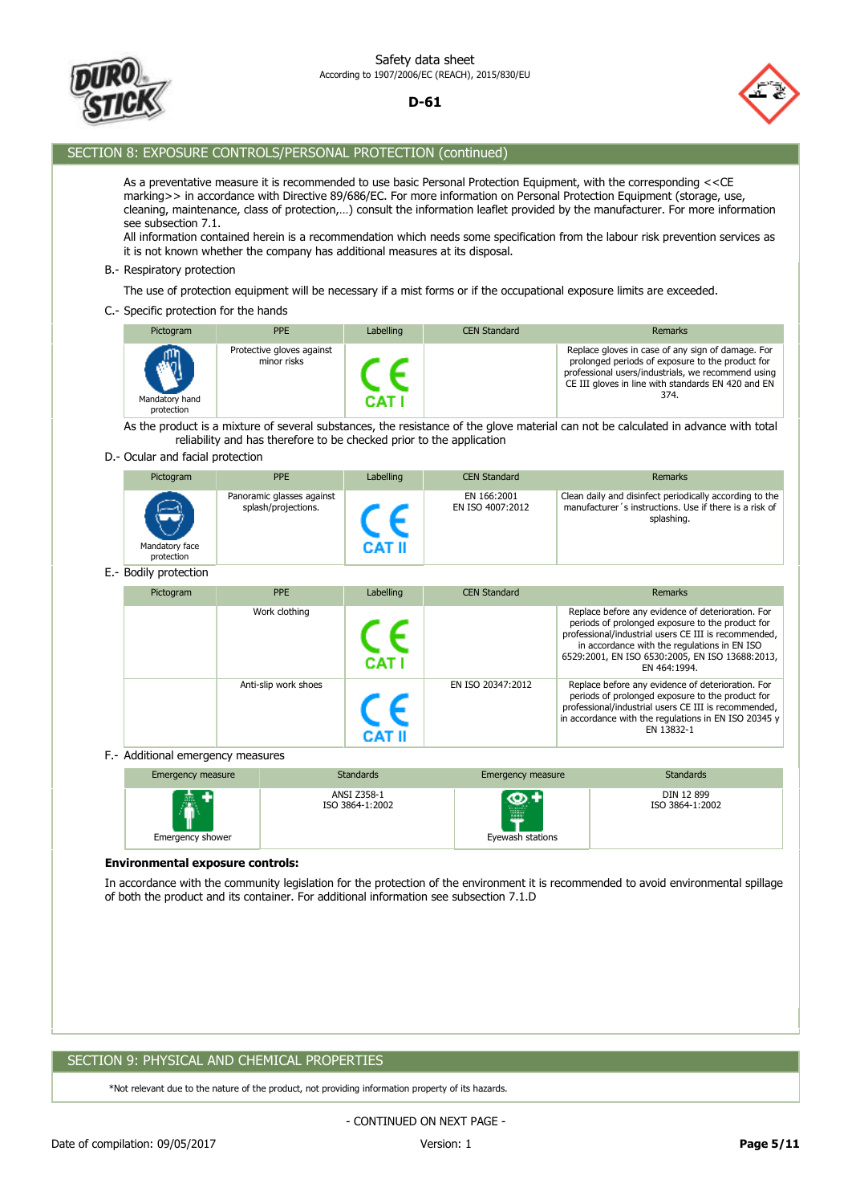## SECTION 8: EXPOSURE CONTROLS/PERSONAL PROTECTION (continued)

As a preventative measure it is recommended to use basic Personal Protection Equipment, with the corresponding <<CE marking>> in accordance with Directive 89/686/EC. For more information on Personal Protection Equipment (storage, use, cleaning, maintenance, class of protection,…) consult the information leaflet provided by the manufacturer. For more information see subsection 7.1.
All information contained herein is a recommendation which needs some specification from the labour risk prevention services as it is not known whether the company has additional measures at its disposal.

B.- Respiratory protection

The use of protection equipment will be necessary if a mist forms or if the occupational exposure limits are exceeded.

C.- Specific protection for the hands

| Pictogram | PPE | Labelling | CEN Standard | Remarks |
|---|---|---|---|---|
| Mandatory hand protection | Protective gloves against minor risks | CE CAT I | | Replace gloves in case of any sign of damage. For prolonged periods of exposure to the product for professional users/industrials, we recommend using CE III gloves in line with standards EN 420 and EN 374. |

As the product is a mixture of several substances, the resistance of the glove material can not be calculated in advance with total reliability and has therefore to be checked prior to the application

D.- Ocular and facial protection

| Pictogram | PPE | Labelling | CEN Standard | Remarks |
|---|---|---|---|---|
| Mandatory face protection | Panoramic glasses against splash/projections. | CE CAT II | EN 166:2001<br>EN ISO 4007:2012 | Clean daily and disinfect periodically according to the manufacturer´s instructions. Use if there is a risk of splashing. |

E.- Bodily protection

| Pictogram | PPE | Labelling | CEN Standard | Remarks |
|---|---|---|---|---|
| | Work clothing | CE CAT I | | Replace before any evidence of deterioration. For periods of prolonged exposure to the product for professional/industrial users CE III is recommended, in accordance with the regulations in EN ISO 6529:2001, EN ISO 6530:2005, EN ISO 13688:2013, EN 464:1994. |
| | Anti-slip work shoes | CE CAT II | EN ISO 20347:2012 | Replace before any evidence of deterioration. For periods of prolonged exposure to the product for professional/industrial users CE III is recommended, in accordance with the regulations in EN ISO 20345 y EN 13832-1 |

F.- Additional emergency measures

| Emergency measure | Standards | Emergency measure | Standards |
|---|---|---|---|
| Emergency shower | ANSI Z358-1<br>ISO 3864-1:2002 | Eyewash stations | DIN 12 899<br>ISO 3864-1:2002 |

**Environmental exposure controls:**

In accordance with the community legislation for the protection of the environment it is recommended to avoid environmental spillage of both the product and its container. For additional information see subsection 7.1.D

## SECTION 9: PHYSICAL AND CHEMICAL PROPERTIES

*Not relevant due to the nature of the product, not providing information property of its hazards.

- CONTINUED ON NEXT PAGE -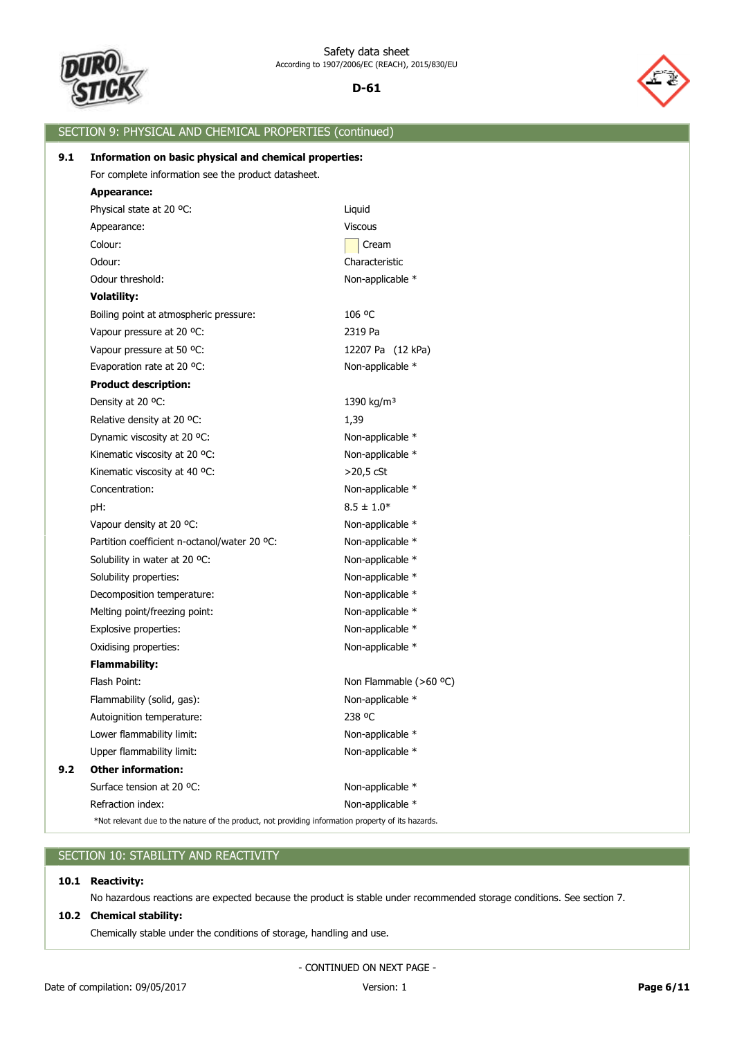## SECTION 9: PHYSICAL AND CHEMICAL PROPERTIES (continued)

### 9.1 Information on basic physical and chemical properties:

For complete information see the product datasheet.

**Appearance:**

| | |
|---|---|
| Physical state at 20 ºC: | Liquid |
| Appearance: | Viscous |
| Colour: | Cream |
| Odour: | Characteristic |
| Odour threshold: | Non-applicable * |

**Volatility:**

| | |
|---|---|
| Boiling point at atmospheric pressure: | 106 ºC |
| Vapour pressure at 20 ºC: | 2319 Pa |
| Vapour pressure at 50 ºC: | 12207 Pa (12 kPa) |
| Evaporation rate at 20 ºC: | Non-applicable * |

**Product description:**

| | |
|---|---|
| Density at 20 ºC: | 1390 kg/m³ |
| Relative density at 20 ºC: | 1,39 |
| Dynamic viscosity at 20 ºC: | Non-applicable * |
| Kinematic viscosity at 20 ºC: | Non-applicable * |
| Kinematic viscosity at 40 ºC: | >20,5 cSt |
| Concentration: | Non-applicable * |
| pH: | 8.5 ± 1.0* |
| Vapour density at 20 ºC: | Non-applicable * |
| Partition coefficient n-octanol/water 20 ºC: | Non-applicable * |
| Solubility in water at 20 ºC: | Non-applicable * |
| Solubility properties: | Non-applicable * |
| Decomposition temperature: | Non-applicable * |
| Melting point/freezing point: | Non-applicable * |
| Explosive properties: | Non-applicable * |
| Oxidising properties: | Non-applicable * |

**Flammability:**

| | |
|---|---|
| Flash Point: | Non Flammable (>60 ºC) |
| Flammability (solid, gas): | Non-applicable * |
| Autoignition temperature: | 238 ºC |
| Lower flammability limit: | Non-applicable * |
| Upper flammability limit: | Non-applicable * |

### 9.2 Other information:

| | |
|---|---|
| Surface tension at 20 ºC: | Non-applicable * |
| Refraction index: | Non-applicable * |

*Not relevant due to the nature of the product, not providing information property of its hazards.

## SECTION 10: STABILITY AND REACTIVITY

### 10.1 Reactivity:

No hazardous reactions are expected because the product is stable under recommended storage conditions. See section 7.

### 10.2 Chemical stability:

Chemically stable under the conditions of storage, handling and use.

- CONTINUED ON NEXT PAGE -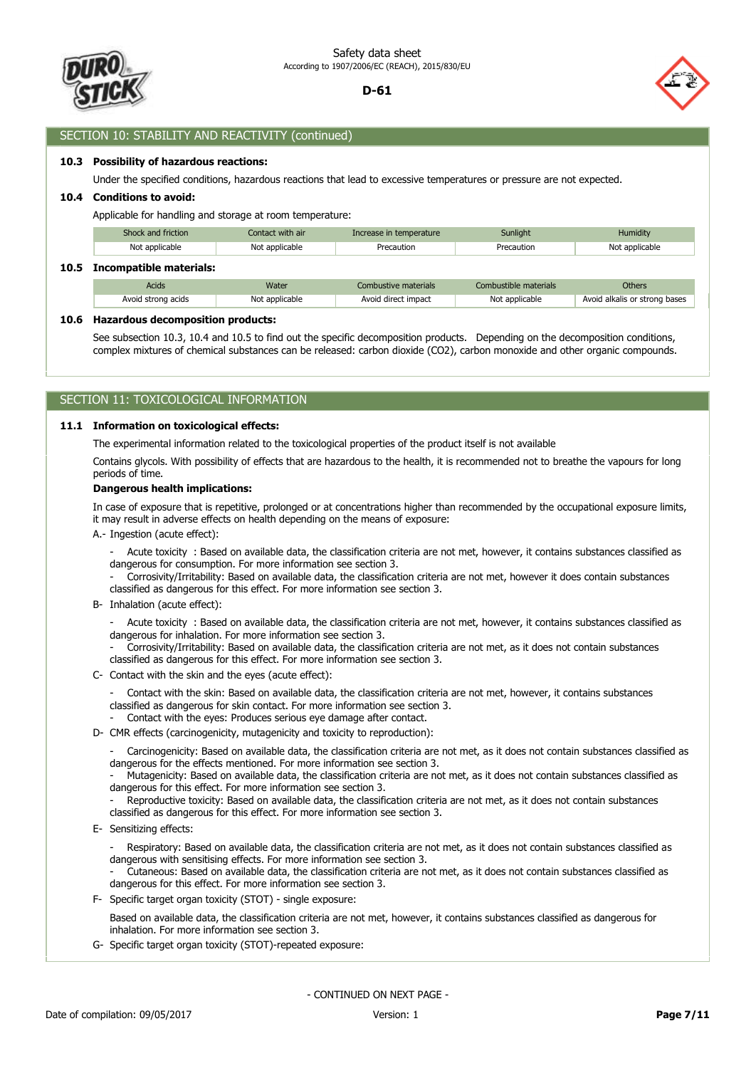## SECTION 10: STABILITY AND REACTIVITY (continued)

### 10.3 Possibility of hazardous reactions:

Under the specified conditions, hazardous reactions that lead to excessive temperatures or pressure are not expected.

### 10.4 Conditions to avoid:

Applicable for handling and storage at room temperature:

| Shock and friction | Contact with air | Increase in temperature | Sunlight | Humidity |
|---|---|---|---|---|
| Not applicable | Not applicable | Precaution | Precaution | Not applicable |

### 10.5 Incompatible materials:

| Acids | Water | Combustive materials | Combustible materials | Others |
|---|---|---|---|---|
| Avoid strong acids | Not applicable | Avoid direct impact | Not applicable | Avoid alkalis or strong bases |

### 10.6 Hazardous decomposition products:

See subsection 10.3, 10.4 and 10.5 to find out the specific decomposition products. Depending on the decomposition conditions, complex mixtures of chemical substances can be released: carbon dioxide ($CO_2$), carbon monoxide and other organic compounds.

## SECTION 11: TOXICOLOGICAL INFORMATION

### 11.1 Information on toxicological effects:

The experimental information related to the toxicological properties of the product itself is not available

Contains glycols. With possibility of effects that are hazardous to the health, it is recommended not to breathe the vapours for long periods of time.

**Dangerous health implications:**

In case of exposure that is repetitive, prolonged or at concentrations higher than recommended by the occupational exposure limits, it may result in adverse effects on health depending on the means of exposure:

A.- Ingestion (acute effect):

- Acute toxicity : Based on available data, the classification criteria are not met, however, it contains substances classified as dangerous for consumption. For more information see section 3.
- Corrosivity/Irritability: Based on available data, the classification criteria are not met, however it does contain substances classified as dangerous for this effect. For more information see section 3.

B- Inhalation (acute effect):

- Acute toxicity : Based on available data, the classification criteria are not met, however, it contains substances classified as dangerous for inhalation. For more information see section 3.
- Corrosivity/Irritability: Based on available data, the classification criteria are not met, as it does not contain substances classified as dangerous for this effect. For more information see section 3.

C- Contact with the skin and the eyes (acute effect):

- Contact with the skin: Based on available data, the classification criteria are not met, however, it contains substances classified as dangerous for skin contact. For more information see section 3.
- Contact with the eyes: Produces serious eye damage after contact.

D- CMR effects (carcinogenicity, mutagenicity and toxicity to reproduction):

- Carcinogenicity: Based on available data, the classification criteria are not met, as it does not contain substances classified as dangerous for the effects mentioned. For more information see section 3.
- Mutagenicity: Based on available data, the classification criteria are not met, as it does not contain substances classified as dangerous for this effect. For more information see section 3.
- Reproductive toxicity: Based on available data, the classification criteria are not met, as it does not contain substances classified as dangerous for this effect. For more information see section 3.

E- Sensitizing effects:

- Respiratory: Based on available data, the classification criteria are not met, as it does not contain substances classified as dangerous with sensitising effects. For more information see section 3.
- Cutaneous: Based on available data, the classification criteria are not met, as it does not contain substances classified as dangerous for this effect. For more information see section 3.

F- Specific target organ toxicity (STOT) - single exposure:

Based on available data, the classification criteria are not met, however, it contains substances classified as dangerous for inhalation. For more information see section 3.

G- Specific target organ toxicity (STOT)-repeated exposure:

- CONTINUED ON NEXT PAGE -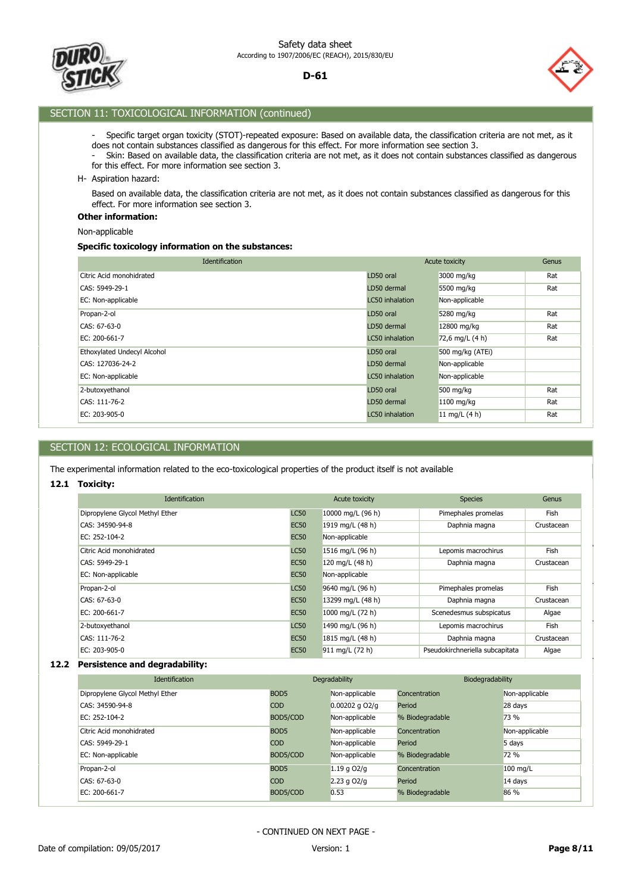## SECTION 11: TOXICOLOGICAL INFORMATION (continued)

- Specific target organ toxicity (STOT)-repeated exposure: Based on available data, the classification criteria are not met, as it does not contain substances classified as dangerous for this effect. For more information see section 3.
- Skin: Based on available data, the classification criteria are not met, as it does not contain substances classified as dangerous for this effect. For more information see section 3.

H- Aspiration hazard:

Based on available data, the classification criteria are not met, as it does not contain substances classified as dangerous for this effect. For more information see section 3.

**Other information:**

Non-applicable

**Specific toxicology information on the substances:**

| Identification | Acute toxicity | | Genus |
|---|---|---|---|
| Citric Acid monohidrated | LD50 oral | 3000 mg/kg | Rat |
| CAS: 5949-29-1 | LD50 dermal | 5500 mg/kg | Rat |
| EC: Non-applicable | LC50 inhalation | Non-applicable | |
| Propan-2-ol | LD50 oral | 5280 mg/kg | Rat |
| CAS: 67-63-0 | LD50 dermal | 12800 mg/kg | Rat |
| EC: 200-661-7 | LC50 inhalation | 72,6 mg/L (4 h) | Rat |
| Ethoxylated Undecyl Alcohol | LD50 oral | 500 mg/kg (ATEi) | |
| CAS: 127036-24-2 | LD50 dermal | Non-applicable | |
| EC: Non-applicable | LC50 inhalation | Non-applicable | |
| 2-butoxyethanol | LD50 oral | 500 mg/kg | Rat |
| CAS: 111-76-2 | LD50 dermal | 1100 mg/kg | Rat |
| EC: 203-905-0 | LC50 inhalation | 11 mg/L (4 h) | Rat |

## SECTION 12: ECOLOGICAL INFORMATION

The experimental information related to the eco-toxicological properties of the product itself is not available

### 12.1 Toxicity:

| Identification | Acute toxicity | | Species | Genus |
|---|---|---|---|---|
| Dipropylene Glycol Methyl Ether | LC50 | 10000 mg/L (96 h) | Pimephales promelas | Fish |
| CAS: 34590-94-8 | EC50 | 1919 mg/L (48 h) | Daphnia magna | Crustacean |
| EC: 252-104-2 | EC50 | Non-applicable | | |
| Citric Acid monohidrated | LC50 | 1516 mg/L (96 h) | Lepomis macrochirus | Fish |
| CAS: 5949-29-1 | EC50 | 120 mg/L (48 h) | Daphnia magna | Crustacean |
| EC: Non-applicable | EC50 | Non-applicable | | |
| Propan-2-ol | LC50 | 9640 mg/L (96 h) | Pimephales promelas | Fish |
| CAS: 67-63-0 | EC50 | 13299 mg/L (48 h) | Daphnia magna | Crustacean |
| EC: 200-661-7 | EC50 | 1000 mg/L (72 h) | Scenedesmus subspicatus | Algae |
| 2-butoxyethanol | LC50 | 1490 mg/L (96 h) | Lepomis macrochirus | Fish |
| CAS: 111-76-2 | EC50 | 1815 mg/L (48 h) | Daphnia magna | Crustacean |
| EC: 203-905-0 | EC50 | 911 mg/L (72 h) | Pseudokirchneriella subcapitata | Algae |

### 12.2 Persistence and degradability:

| Identification | Degradability | | Biodegradability | |
|---|---|---|---|---|
| Dipropylene Glycol Methyl Ether | BOD5 | Non-applicable | Concentration | Non-applicable |
| CAS: 34590-94-8 | COD | 0.00202 g O2/g | Period | 28 days |
| EC: 252-104-2 | BOD5/COD | Non-applicable | % Biodegradable | 73 % |
| Citric Acid monohidrated | BOD5 | Non-applicable | Concentration | Non-applicable |
| CAS: 5949-29-1 | COD | Non-applicable | Period | 5 days |
| EC: Non-applicable | BOD5/COD | Non-applicable | % Biodegradable | 72 % |
| Propan-2-ol | BOD5 | 1.19 g O2/g | Concentration | 100 mg/L |
| CAS: 67-63-0 | COD | 2.23 g O2/g | Period | 14 days |
| EC: 200-661-7 | BOD5/COD | 0.53 | % Biodegradable | 86 % |

- CONTINUED ON NEXT PAGE -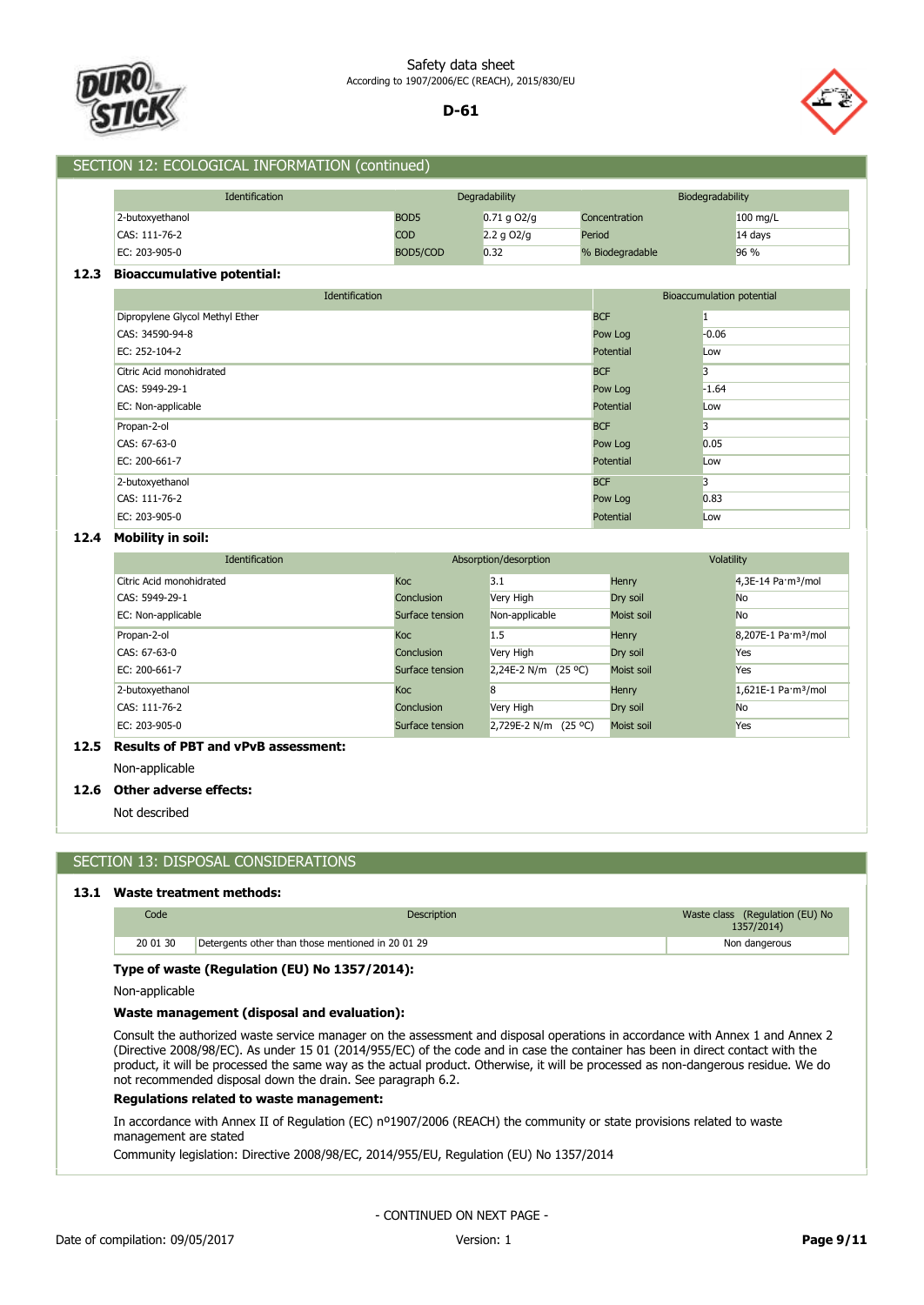## SECTION 12: ECOLOGICAL INFORMATION (continued)

| Identification | Degradability | | Biodegradability | |
|---|---|---|---|---|
| 2-butoxyethanol | BOD5 | 0.71 g O2/g | Concentration | 100 mg/L |
| CAS: 111-76-2 | COD | 2.2 g O2/g | Period | 14 days |
| EC: 203-905-0 | BOD5/COD | 0.32 | % Biodegradable | 96 % |

### 12.3 Bioaccumulative potential:

| Identification | Bioaccumulation potential | |
|---|---|---|
| Dipropylene Glycol Methyl Ether | BCF | 1 |
| CAS: 34590-94-8 | Pow Log | -0.06 |
| EC: 252-104-2 | Potential | Low |
| Citric Acid monohidrated | BCF | 3 |
| CAS: 5949-29-1 | Pow Log | -1.64 |
| EC: Non-applicable | Potential | Low |
| Propan-2-ol | BCF | 3 |
| CAS: 67-63-0 | Pow Log | 0.05 |
| EC: 200-661-7 | Potential | Low |
| 2-butoxyethanol | BCF | 3 |
| CAS: 111-76-2 | Pow Log | 0.83 |
| EC: 203-905-0 | Potential | Low |

### 12.4 Mobility in soil:

| Identification | Absorption/desorption | | Volatility | |
|---|---|---|---|---|
| Citric Acid monohidrated | Koc | 3.1 | Henry | 4,3E-14 Pa·m³/mol |
| CAS: 5949-29-1 | Conclusion | Very High | Dry soil | No |
| EC: Non-applicable | Surface tension | Non-applicable | Moist soil | No |
| Propan-2-ol | Koc | 1.5 | Henry | 8,207E-1 Pa·m³/mol |
| CAS: 67-63-0 | Conclusion | Very High | Dry soil | Yes |
| EC: 200-661-7 | Surface tension | 2,24E-2 N/m (25 ºC) | Moist soil | Yes |
| 2-butoxyethanol | Koc | 8 | Henry | 1,621E-1 Pa·m³/mol |
| CAS: 111-76-2 | Conclusion | Very High | Dry soil | No |
| EC: 203-905-0 | Surface tension | 2,729E-2 N/m (25 ºC) | Moist soil | Yes |

### 12.5 Results of PBT and vPvB assessment:

Non-applicable

### 12.6 Other adverse effects:

Not described

## SECTION 13: DISPOSAL CONSIDERATIONS

### 13.1 Waste treatment methods:

| Code | Description | Waste class (Regulation (EU) No 1357/2014) |
|---|---|---|
| 20 01 30 | Detergents other than those mentioned in 20 01 29 | Non dangerous |

**Type of waste (Regulation (EU) No 1357/2014):**

Non-applicable

**Waste management (disposal and evaluation):**

Consult the authorized waste service manager on the assessment and disposal operations in accordance with Annex 1 and Annex 2 (Directive 2008/98/EC). As under 15 01 (2014/955/EC) of the code and in case the container has been in direct contact with the product, it will be processed the same way as the actual product. Otherwise, it will be processed as non-dangerous residue. We do not recommended disposal down the drain. See paragraph 6.2.

**Regulations related to waste management:**

In accordance with Annex II of Regulation (EC) nº1907/2006 (REACH) the community or state provisions related to waste management are stated

Community legislation: Directive 2008/98/EC, 2014/955/EU, Regulation (EU) No 1357/2014

- CONTINUED ON NEXT PAGE -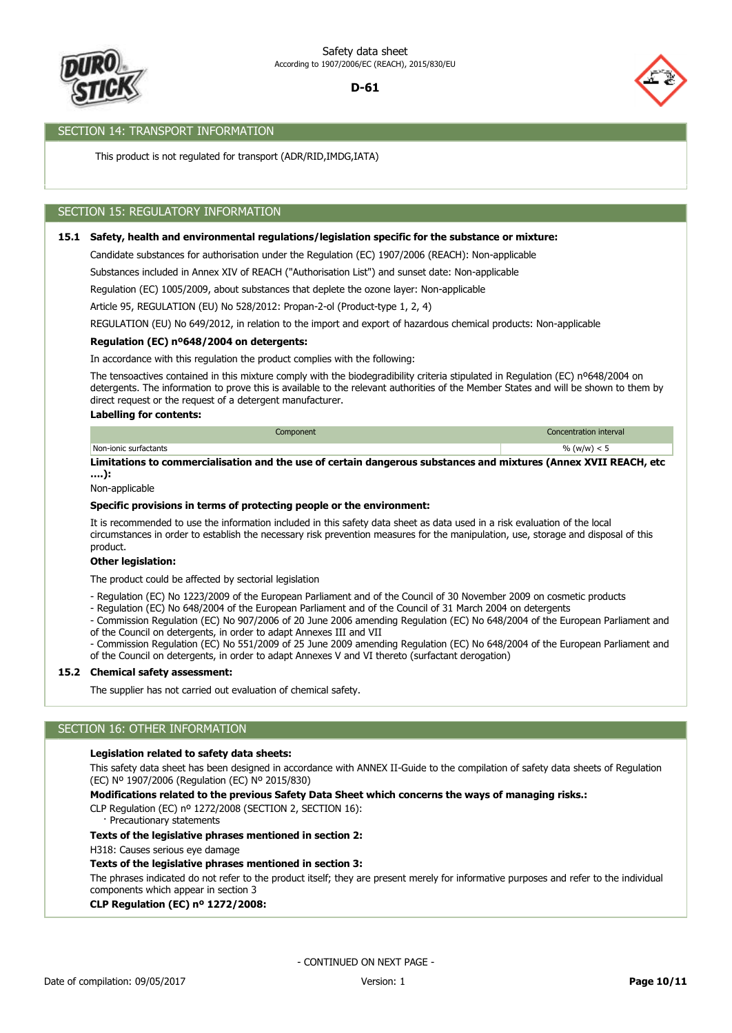## SECTION 14: TRANSPORT INFORMATION

This product is not regulated for transport (ADR/RID,IMDG,IATA)

## SECTION 15: REGULATORY INFORMATION

**15.1 Safety, health and environmental regulations/legislation specific for the substance or mixture:**

Candidate substances for authorisation under the Regulation (EC) 1907/2006 (REACH): Non-applicable

Substances included in Annex XIV of REACH ("Authorisation List") and sunset date: Non-applicable

Regulation (EC) 1005/2009, about substances that deplete the ozone layer: Non-applicable

Article 95, REGULATION (EU) No 528/2012: Propan-2-ol (Product-type 1, 2, 4)

REGULATION (EU) No 649/2012, in relation to the import and export of hazardous chemical products: Non-applicable

**Regulation (EC) nº648/2004 on detergents:**

In accordance with this regulation the product complies with the following:

The tensoactives contained in this mixture comply with the biodegradibility criteria stipulated in Regulation (EC) nº648/2004 on detergents. The information to prove this is available to the relevant authorities of the Member States and will be shown to them by direct request or the request of a detergent manufacturer.

**Labelling for contents:**

| Component | Concentration interval |
|---|---|
| Non-ionic surfactants | % (w/w) < 5 |

**Limitations to commercialisation and the use of certain dangerous substances and mixtures (Annex XVII REACH, etc ….):**

Non-applicable

**Specific provisions in terms of protecting people or the environment:**

It is recommended to use the information included in this safety data sheet as data used in a risk evaluation of the local circumstances in order to establish the necessary risk prevention measures for the manipulation, use, storage and disposal of this product.

**Other legislation:**

The product could be affected by sectorial legislation

- Regulation (EC) No 1223/2009 of the European Parliament and of the Council of 30 November 2009 on cosmetic products
- Regulation (EC) No 648/2004 of the European Parliament and of the Council of 31 March 2004 on detergents
- Commission Regulation (EC) No 907/2006 of 20 June 2006 amending Regulation (EC) No 648/2004 of the European Parliament and of the Council on detergents, in order to adapt Annexes III and VII
- Commission Regulation (EC) No 551/2009 of 25 June 2009 amending Regulation (EC) No 648/2004 of the European Parliament and of the Council on detergents, in order to adapt Annexes V and VI thereto (surfactant derogation)

**15.2 Chemical safety assessment:**

The supplier has not carried out evaluation of chemical safety.

## SECTION 16: OTHER INFORMATION

**Legislation related to safety data sheets:**

This safety data sheet has been designed in accordance with ANNEX II-Guide to the compilation of safety data sheets of Regulation (EC) Nº 1907/2006 (Regulation (EC) Nº 2015/830)

**Modifications related to the previous Safety Data Sheet which concerns the ways of managing risks.:**

CLP Regulation (EC) nº 1272/2008 (SECTION 2, SECTION 16):

· Precautionary statements

**Texts of the legislative phrases mentioned in section 2:**

H318: Causes serious eye damage

**Texts of the legislative phrases mentioned in section 3:**

The phrases indicated do not refer to the product itself; they are present merely for informative purposes and refer to the individual components which appear in section 3

**CLP Regulation (EC) nº 1272/2008:**

- CONTINUED ON NEXT PAGE -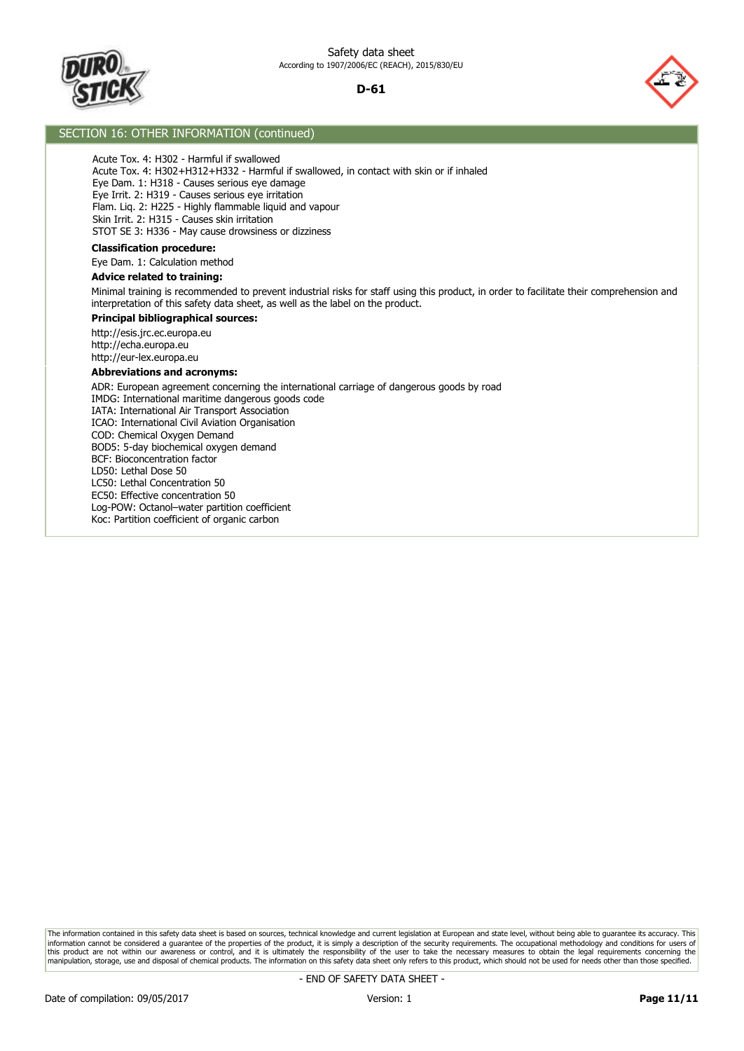## SECTION 16: OTHER INFORMATION (continued)

Acute Tox. 4: H302 - Harmful if swallowed
Acute Tox. 4: H302+H312+H332 - Harmful if swallowed, in contact with skin or if inhaled
Eye Dam. 1: H318 - Causes serious eye damage
Eye Irrit. 2: H319 - Causes serious eye irritation
Flam. Liq. 2: H225 - Highly flammable liquid and vapour
Skin Irrit. 2: H315 - Causes skin irritation
STOT SE 3: H336 - May cause drowsiness or dizziness

**Classification procedure:**

Eye Dam. 1: Calculation method

**Advice related to training:**

Minimal training is recommended to prevent industrial risks for staff using this product, in order to facilitate their comprehension and interpretation of this safety data sheet, as well as the label on the product.

**Principal bibliographical sources:**

http://esis.jrc.ec.europa.eu
http://echa.europa.eu
http://eur-lex.europa.eu

**Abbreviations and acronyms:**

ADR: European agreement concerning the international carriage of dangerous goods by road
IMDG: International maritime dangerous goods code
IATA: International Air Transport Association
ICAO: International Civil Aviation Organisation
COD: Chemical Oxygen Demand
BOD5: 5-day biochemical oxygen demand
BCF: Bioconcentration factor
LD50: Lethal Dose 50
LC50: Lethal Concentration 50
EC50: Effective concentration 50
Log-POW: Octanol–water partition coefficient
Koc: Partition coefficient of organic carbon

The information contained in this safety data sheet is based on sources, technical knowledge and current legislation at European and state level, without being able to guarantee its accuracy. This information cannot be considered a guarantee of the properties of the product, it is simply a description of the security requirements. The occupational methodology and conditions for users of this product are not within our awareness or control, and it is ultimately the responsibility of the user to take the necessary measures to obtain the legal requirements concerning the manipulation, storage, use and disposal of chemical products. The information on this safety data sheet only refers to this product, which should not be used for needs other than those specified.

- END OF SAFETY DATA SHEET -